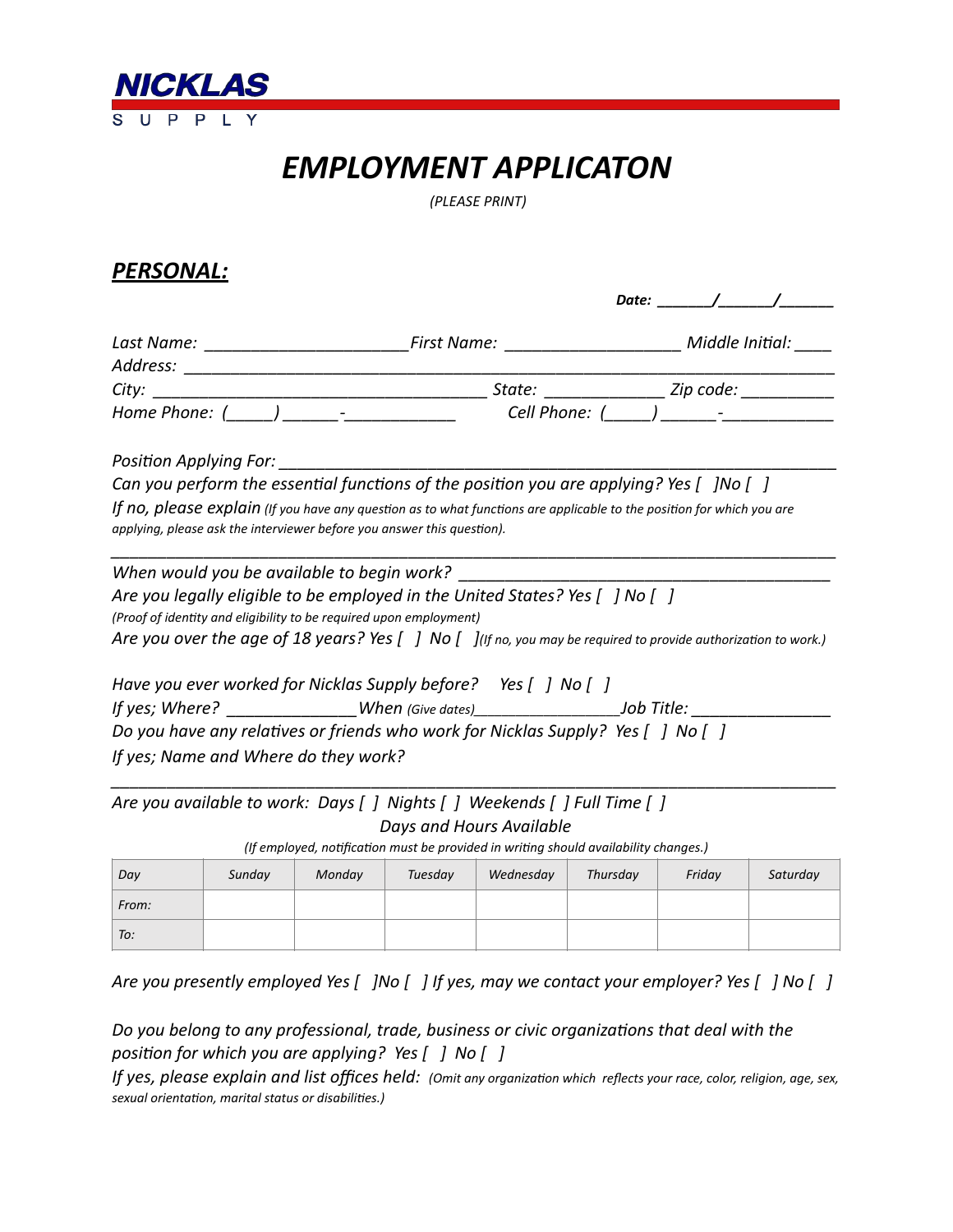**NICKLAS**
S U P P L Y

# *EMPLOYMENT APPLICATON*

*(PLEASE PRINT)*

## ***PERSONAL:***

***Date:*** _______/_______/_______

*Last Name:* ______________________ *First Name:* ___________________ *Middle Initial:* ____
*Address:* ______________________________________________________________________
*City:* ____________________________________ *State:* _____________ *Zip code:* __________
*Home Phone:* (_____) ______-____________ *Cell Phone:* (_____) ______-____________

*Position Applying For:* ___________________________________________________________
*Can you perform the essential functions of the position you are applying? Yes [ ]No [ ]*
*If no, please explain (If you have any question as to what functions are applicable to the position for which you are applying, please ask the interviewer before you answer this question).*
_____________________________________________________________________________
*When would you be available to begin work?* _________________________________________
*Are you legally eligible to be employed in the United States? Yes [ ] No [ ]*
*(Proof of identity and eligibility to be required upon employment)*
*Are you over the age of 18 years? Yes [ ] No [ ](If no, you may be required to provide authorization to work.)*

*Have you ever worked for Nicklas Supply before? Yes [ ] No [ ]*
*If yes; Where?* ______________*When (Give dates)*________________*Job Title:* _______________
*Do you have any relatives or friends who work for Nicklas Supply? Yes [ ] No [ ]*
*If yes; Name and Where do they work?*
_____________________________________________________________________________
*Are you available to work: Days [ ] Nights [ ] Weekends [ ] Full Time [ ]*

*Days and Hours Available*

*(If employed, notification must be provided in writing should availability changes.)*

| *Day* | *Sunday* | *Monday* | *Tuesday* | *Wednesday* | *Thursday* | *Friday* | *Saturday* |
|---|---|---|---|---|---|---|---|
| *From:* | | | | | | | |
| *To:* | | | | | | | |

*Are you presently employed Yes [ ]No [ ] If yes, may we contact your employer? Yes [ ] No [ ]*

*Do you belong to any professional, trade, business or civic organizations that deal with the position for which you are applying? Yes [ ] No [ ]*
*If yes, please explain and list offices held: (Omit any organization which reflects your race, color, religion, age, sex, sexual orientation, marital status or disabilities.)*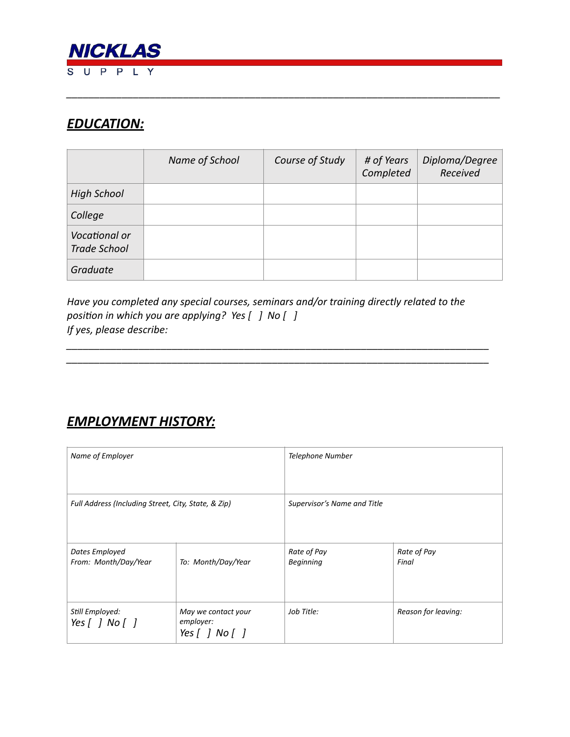NICKLAS

SUPPLY

________________________________________________________________________________

## ***EDUCATION:***

| | *Name of School* | *Course of Study* | *# of Years Completed* | *Diploma/Degree Received* |
|---|---|---|---|---|
| *High School* | | | | |
| *College* | | | | |
| *Vocational or Trade School* | | | | |
| *Graduate* | | | | |

*Have you completed any special courses, seminars and/or training directly related to the position in which you are applying? Yes [ ] No [ ]*
*If yes, please describe:*

________________________________________________________________________________
________________________________________________________________________________

## ***EMPLOYMENT HISTORY:***

| | | | |
|---|---|---|---|
| *Name of Employer* | | *Telephone Number* | |
| *Full Address (Including Street, City, State, & Zip)* | | *Supervisor's Name and Title* | |
| *Dates Employed From: Month/Day/Year* | *To: Month/Day/Year* | *Rate of Pay Beginning* | *Rate of Pay Final* |
| *Still Employed: Yes [ ] No [ ]* | *May we contact your employer: Yes [ ] No [ ]* | *Job Title:* | *Reason for leaving:* |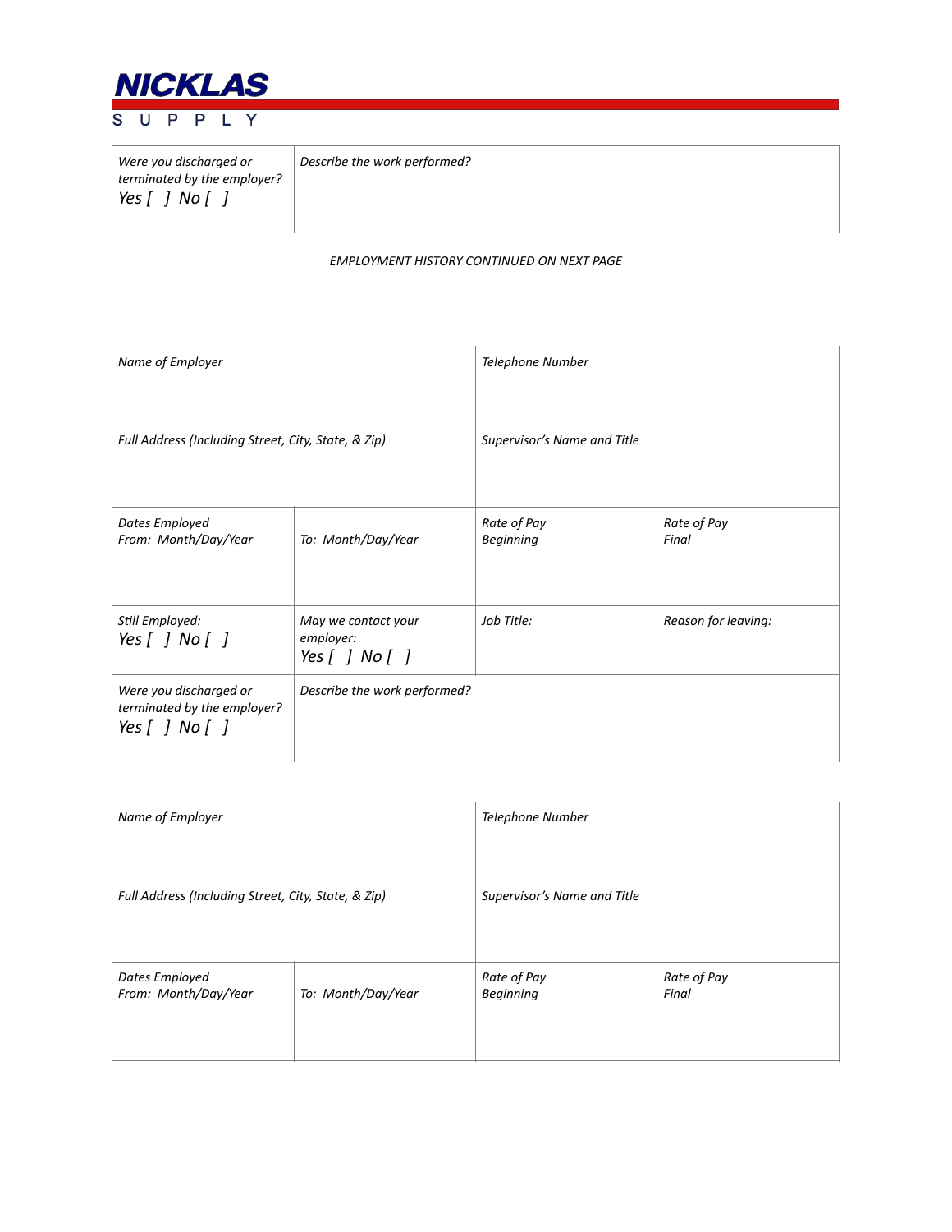**NICKLAS**
S U P P L Y

| | |
|---|---|
| *Were you discharged or terminated by the employer?* *Yes [ ] No [ ]* | *Describe the work performed?* |

*EMPLOYMENT HISTORY CONTINUED ON NEXT PAGE*

| | | | |
|---|---|---|---|
| *Name of Employer* | | *Telephone Number* | |
| *Full Address (Including Street, City, State, & Zip)* | | *Supervisor's Name and Title* | |
| *Dates Employed From: Month/Day/Year* | *To: Month/Day/Year* | *Rate of Pay Beginning* | *Rate of Pay Final* |
| *Still Employed:* *Yes [ ] No [ ]* | *May we contact your employer:* *Yes [ ] No [ ]* | *Job Title:* | *Reason for leaving:* |
| *Were you discharged or terminated by the employer?* *Yes [ ] No [ ]* | *Describe the work performed?* | | |

| | | | |
|---|---|---|---|
| *Name of Employer* | | *Telephone Number* | |
| *Full Address (Including Street, City, State, & Zip)* | | *Supervisor's Name and Title* | |
| *Dates Employed From: Month/Day/Year* | *To: Month/Day/Year* | *Rate of Pay Beginning* | *Rate of Pay Final* |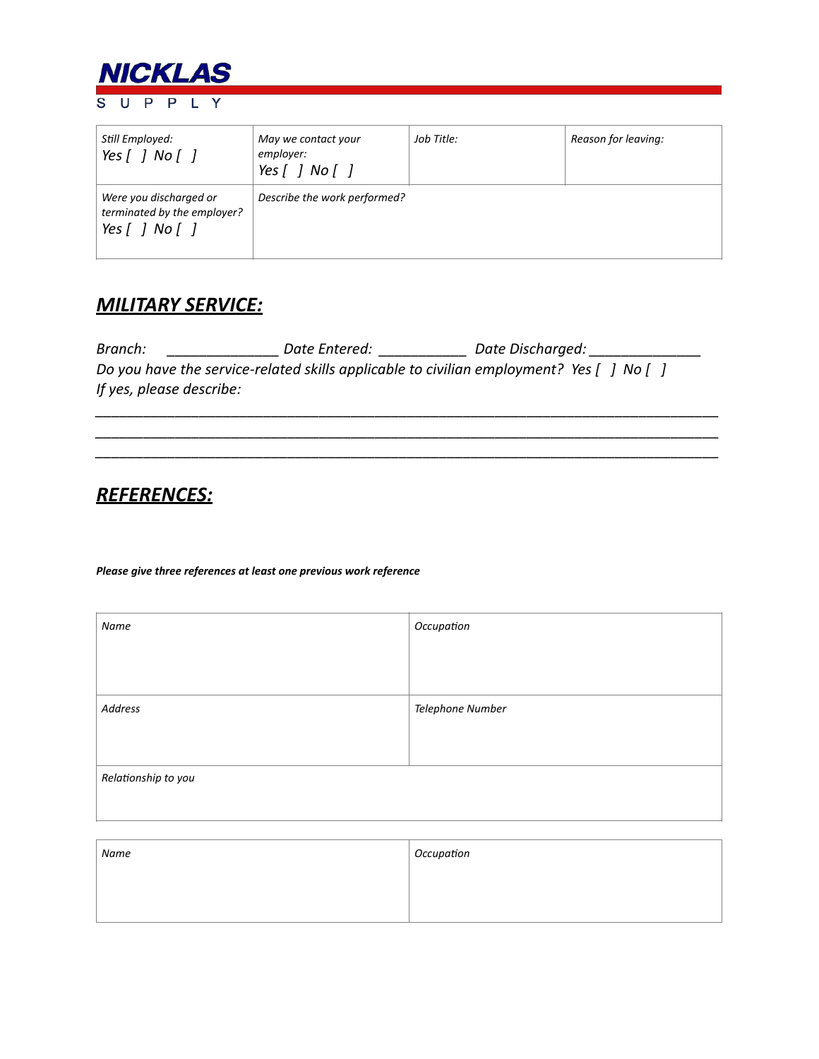**NICKLAS**
S U P P L Y

| | | | |
|---|---|---|---|
| *Still Employed:* *Yes [ ] No [ ]* | *May we contact your employer:* *Yes [ ] No [ ]* | *Job Title:* | *Reason for leaving:* |
| *Were you discharged or terminated by the employer?* *Yes [ ] No [ ]* | *Describe the work performed?* | | |

## ***MILITARY SERVICE:***

*Branch: ______________ Date Entered: ___________ Date Discharged: ______________*
*Do you have the service-related skills applicable to civilian employment? Yes [ ] No [ ]*
*If yes, please describe:*

________________________________________________________________________________
________________________________________________________________________________
________________________________________________________________________________

## ***REFERENCES:***

***Please give three references at least one previous work reference***

| | |
|---|---|
| *Name* | *Occupation* |
| *Address* | *Telephone Number* |
| *Relationship to you* | |

| | |
|---|---|
| *Name* | *Occupation* |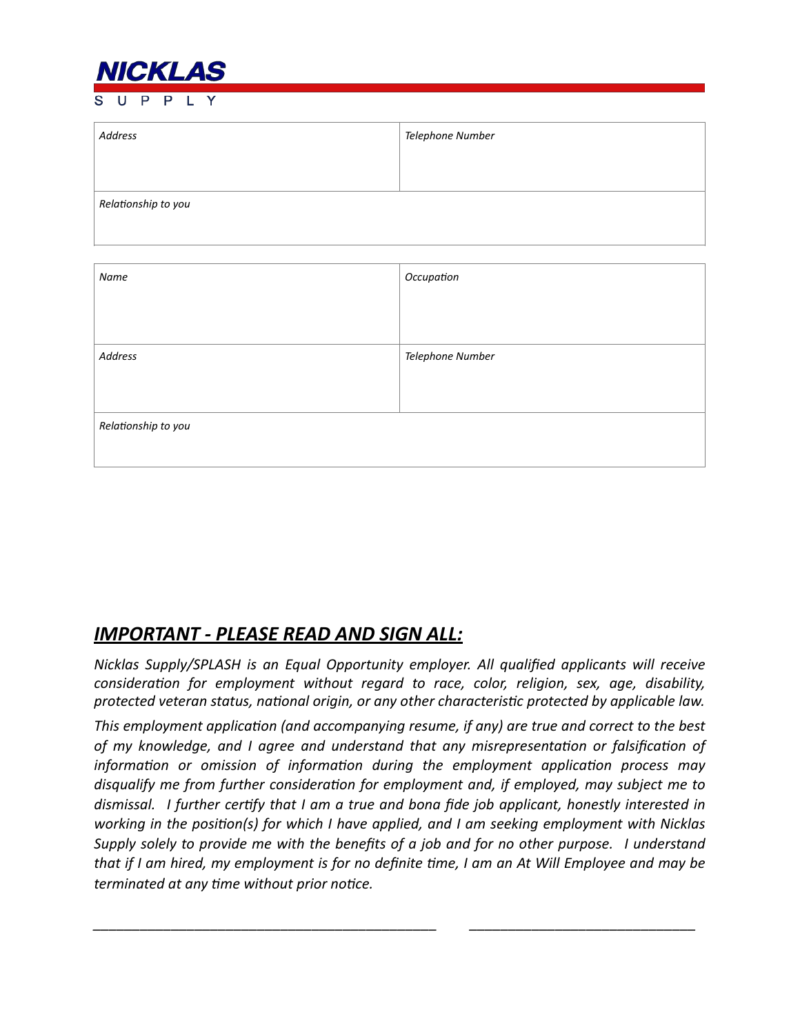NICKLAS

SUPPLY

| | |
|---|---|
| *Address* | *Telephone Number* |
| *Relationship to you* | |

| | |
|---|---|
| *Name* | *Occupation* |
| *Address* | *Telephone Number* |
| *Relationship to you* | |

## ***IMPORTANT - PLEASE READ AND SIGN ALL:***

*Nicklas Supply/SPLASH is an Equal Opportunity employer. All qualified applicants will receive consideration for employment without regard to race, color, religion, sex, age, disability, protected veteran status, national origin, or any other characteristic protected by applicable law.*

*This employment application (and accompanying resume, if any) are true and correct to the best of my knowledge, and I agree and understand that any misrepresentation or falsification of information or omission of information during the employment application process may disqualify me from further consideration for employment and, if employed, may subject me to dismissal. I further certify that I am a true and bona fide job applicant, honestly interested in working in the position(s) for which I have applied, and I am seeking employment with Nicklas Supply solely to provide me with the benefits of a job and for no other purpose. I understand that if I am hired, my employment is for no definite time, I am an At Will Employee and may be terminated at any time without prior notice.*

\_\_\_\_\_\_\_\_\_\_\_\_\_\_\_\_\_\_\_\_\_\_\_\_\_\_\_\_\_\_\_\_\_\_\_\_\_\_\_\_\_\_\_\_ \_\_\_\_\_\_\_\_\_\_\_\_\_\_\_\_\_\_\_\_\_\_\_\_\_\_\_\_\_\_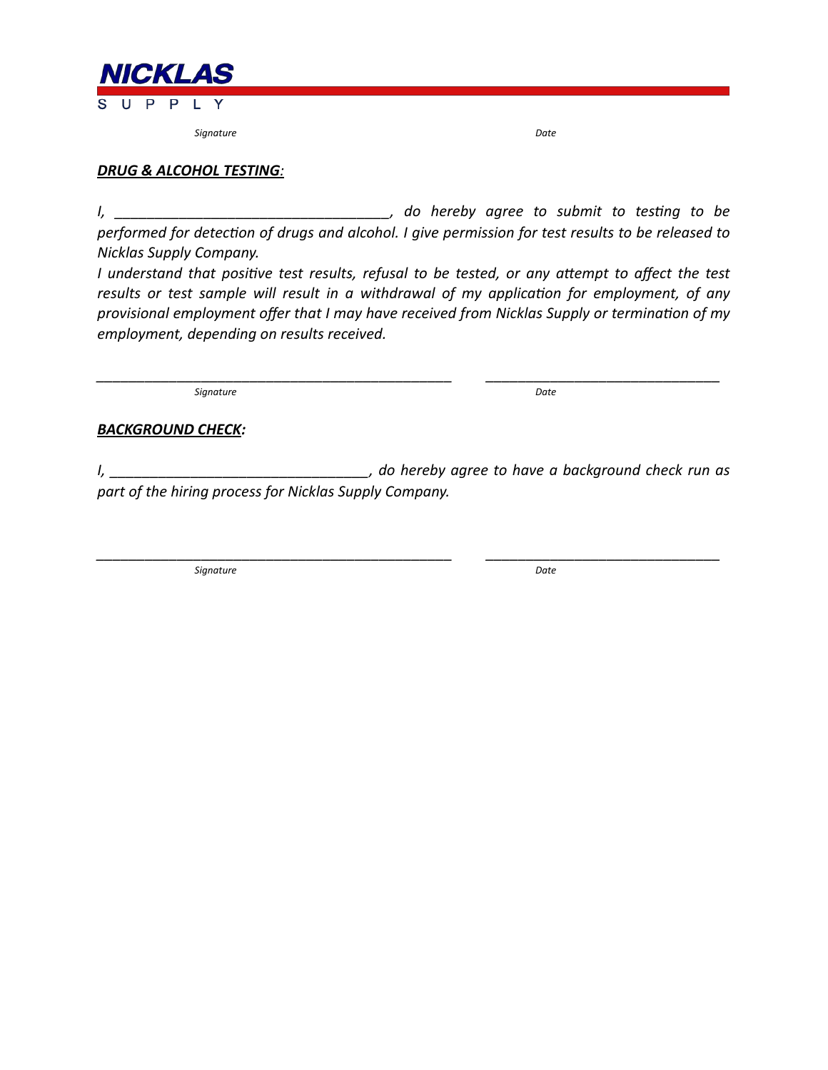NICKLAS SUPPLY

*Signature* *Date*

***DRUG & ALCOHOL TESTING:***

*I, \_\_\_\_\_\_\_\_\_\_\_\_\_\_\_\_\_\_\_\_\_\_\_\_\_\_\_\_\_\_\_\_\_\_\_\_, do hereby agree to submit to testing to be performed for detection of drugs and alcohol. I give permission for test results to be released to Nicklas Supply Company.*

*I understand that positive test results, refusal to be tested, or any attempt to affect the test results or test sample will result in a withdrawal of my application for employment, of any provisional employment offer that I may have received from Nicklas Supply or termination of my employment, depending on results received.*

\_\_\_\_\_\_\_\_\_\_\_\_\_\_\_\_\_\_\_\_\_\_\_\_\_\_\_\_\_\_\_\_\_\_\_\_\_\_\_\_\_\_\_\_\_\_ \_\_\_\_\_\_\_\_\_\_\_\_\_\_\_\_\_\_\_\_\_\_\_\_\_\_\_\_\_\_\_\_

*Signature* *Date*

***BACKGROUND CHECK:***

*I, \_\_\_\_\_\_\_\_\_\_\_\_\_\_\_\_\_\_\_\_\_\_\_\_\_\_\_\_\_\_\_\_\_, do hereby agree to have a background check run as part of the hiring process for Nicklas Supply Company.*

\_\_\_\_\_\_\_\_\_\_\_\_\_\_\_\_\_\_\_\_\_\_\_\_\_\_\_\_\_\_\_\_\_\_\_\_\_\_\_\_\_\_\_\_\_\_ \_\_\_\_\_\_\_\_\_\_\_\_\_\_\_\_\_\_\_\_\_\_\_\_\_\_\_\_\_\_\_\_

*Signature* *Date*